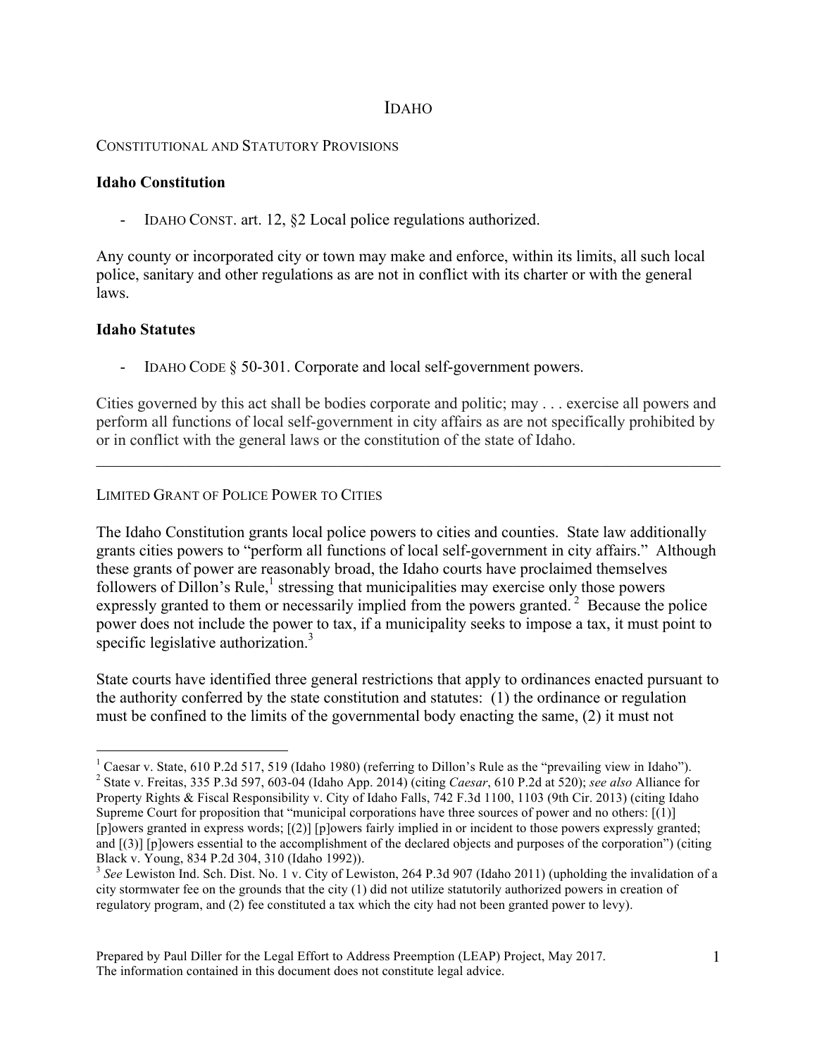# IDAHO

## CONSTITUTIONAL AND STATUTORY PROVISIONS

### Idaho Constitution

- IDAHO CONST. art. 12, §2 Local police regulations authorized.

Any county or incorporated city or town may make and enforce, within its limits, all such local police, sanitary and other regulations as are not in conflict with its charter or with the general laws.

### Idaho Statutes

- IDAHO CODE § 50-301. Corporate and local self-government powers.

Cities governed by this act shall be bodies corporate and politic; may . . . exercise all powers and perform all functions of local self-government in city affairs as are not specifically prohibited by or in conflict with the general laws or the constitution of the state of Idaho.

---

## LIMITED GRANT OF POLICE POWER TO CITIES

The Idaho Constitution grants local police powers to cities and counties. State law additionally grants cities powers to "perform all functions of local self-government in city affairs." Although these grants of power are reasonably broad, the Idaho courts have proclaimed themselves followers of Dillon's Rule,[1] stressing that municipalities may exercise only those powers expressly granted to them or necessarily implied from the powers granted.[2] Because the police power does not include the power to tax, if a municipality seeks to impose a tax, it must point to specific legislative authorization.[3]

State courts have identified three general restrictions that apply to ordinances enacted pursuant to the authority conferred by the state constitution and statutes: (1) the ordinance or regulation must be confined to the limits of the governmental body enacting the same, (2) it must not

---

[1] Caesar v. State, 610 P.2d 517, 519 (Idaho 1980) (referring to Dillon's Rule as the "prevailing view in Idaho").

[2] State v. Freitas, 335 P.3d 597, 603-04 (Idaho App. 2014) (citing *Caesar*, 610 P.2d at 520); *see also* Alliance for Property Rights & Fiscal Responsibility v. City of Idaho Falls, 742 F.3d 1100, 1103 (9th Cir. 2013) (citing Idaho Supreme Court for proposition that "municipal corporations have three sources of power and no others: [(1)] [p]owers granted in express words; [(2)] [p]owers fairly implied in or incident to those powers expressly granted; and [(3)] [p]owers essential to the accomplishment of the declared objects and purposes of the corporation") (citing Black v. Young, 834 P.2d 304, 310 (Idaho 1992)).

[3] *See* Lewiston Ind. Sch. Dist. No. 1 v. City of Lewiston, 264 P.3d 907 (Idaho 2011) (upholding the invalidation of a city stormwater fee on the grounds that the city (1) did not utilize statutorily authorized powers in creation of regulatory program, and (2) fee constituted a tax which the city had not been granted power to levy).

Prepared by Paul Diller for the Legal Effort to Address Preemption (LEAP) Project, May 2017.
The information contained in this document does not constitute legal advice.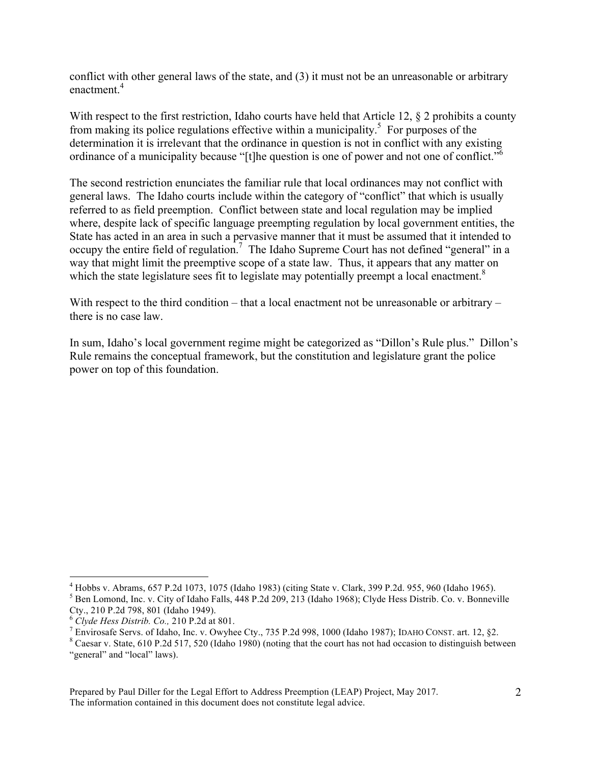conflict with other general laws of the state, and (3) it must not be an unreasonable or arbitrary enactment.[4]

With respect to the first restriction, Idaho courts have held that Article 12, § 2 prohibits a county from making its police regulations effective within a municipality.[5] For purposes of the determination it is irrelevant that the ordinance in question is not in conflict with any existing ordinance of a municipality because "[t]he question is one of power and not one of conflict."[6]

The second restriction enunciates the familiar rule that local ordinances may not conflict with general laws. The Idaho courts include within the category of "conflict" that which is usually referred to as field preemption. Conflict between state and local regulation may be implied where, despite lack of specific language preempting regulation by local government entities, the State has acted in an area in such a pervasive manner that it must be assumed that it intended to occupy the entire field of regulation.[7] The Idaho Supreme Court has not defined "general" in a way that might limit the preemptive scope of a state law. Thus, it appears that any matter on which the state legislature sees fit to legislate may potentially preempt a local enactment.[8]

With respect to the third condition – that a local enactment not be unreasonable or arbitrary – there is no case law.

In sum, Idaho's local government regime might be categorized as "Dillon's Rule plus." Dillon's Rule remains the conceptual framework, but the constitution and legislature grant the police power on top of this foundation.

---

[4] Hobbs v. Abrams, 657 P.2d 1073, 1075 (Idaho 1983) (citing State v. Clark, 399 P.2d. 955, 960 (Idaho 1965).

[5] Ben Lomond, Inc. v. City of Idaho Falls, 448 P.2d 209, 213 (Idaho 1968); Clyde Hess Distrib. Co. v. Bonneville Cty., 210 P.2d 798, 801 (Idaho 1949).

[6] *Clyde Hess Distrib. Co.,* 210 P.2d at 801.

[7] Envirosafe Servs. of Idaho, Inc. v. Owyhee Cty., 735 P.2d 998, 1000 (Idaho 1987); IDAHO CONST. art. 12, §2.

[8] Caesar v. State, 610 P.2d 517, 520 (Idaho 1980) (noting that the court has not had occasion to distinguish between "general" and "local" laws).

Prepared by Paul Diller for the Legal Effort to Address Preemption (LEAP) Project, May 2017.
The information contained in this document does not constitute legal advice.